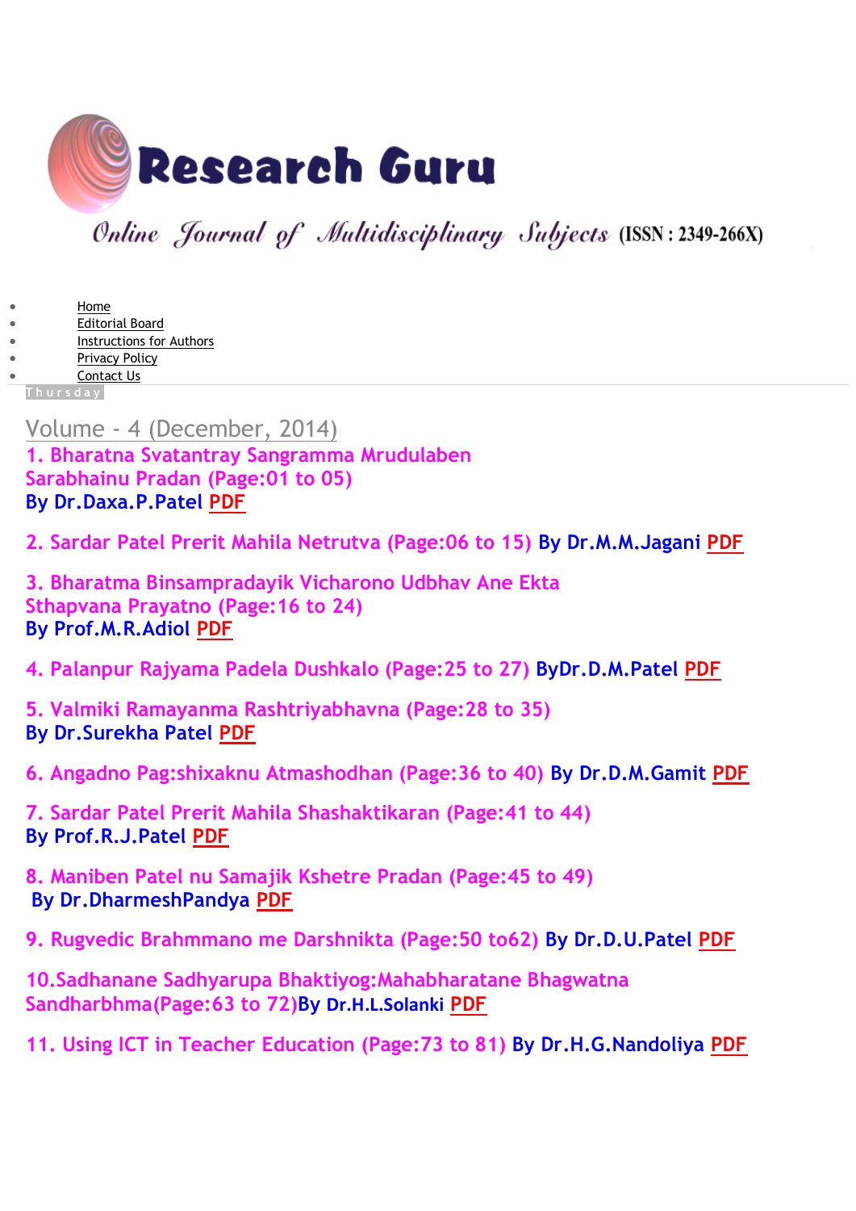# Research Guru

Online Journal of Multidisciplinary Subjects (ISSN : 2349-266X)

- Home
- Editorial Board
- Instructions for Authors
- Privacy Policy
- Contact Us

Thursday

## Volume - 4 (December, 2014)

1. Bharatna Svatantray Sangramma Mrudulaben Sarabhainu Pradan (Page:01 to 05) By Dr.Daxa.P.Patel PDF

2. Sardar Patel Prerit Mahila Netrutva (Page:06 to 15) By Dr.M.M.Jagani PDF

3. Bharatma Binsampradayik Vicharono Udbhav Ane Ekta Sthapvana Prayatno (Page:16 to 24) By Prof.M.R.Adiol PDF

4. Palanpur Rajyama Padela Dushkalo (Page:25 to 27) ByDr.D.M.Patel PDF

5. Valmiki Ramayanma Rashtriyabhavna (Page:28 to 35) By Dr.Surekha Patel PDF

6. Angadno Pag:shixaknu Atmashodhan (Page:36 to 40) By Dr.D.M.Gamit PDF

7. Sardar Patel Prerit Mahila Shashaktikaran (Page:41 to 44) By Prof.R.J.Patel PDF

8. Maniben Patel nu Samajik Kshetre Pradan (Page:45 to 49) By Dr.DharmeshPandya PDF

9. Rugvedic Brahmmano me Darshnikta (Page:50 to62) By Dr.D.U.Patel PDF

10.Sadhanane Sadhyarupa Bhaktiyog:Mahabharatane Bhagwatna Sandharbhma(Page:63 to 72)By Dr.H.L.Solanki PDF

11. Using ICT in Teacher Education (Page:73 to 81) By Dr.H.G.Nandoliya PDF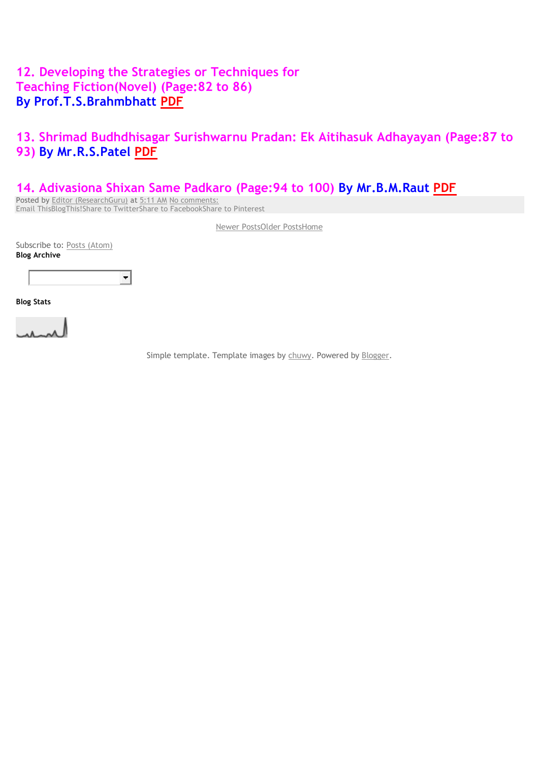12. Developing the Strategies or Techniques for Teaching Fiction(Novel) (Page:82 to 86) By Prof.T.S.Brahmbhatt PDF

13. Shrimad Budhdhisagar Surishwarnu Pradan: Ek Aitihasuk Adhayayan (Page:87 to 93) By Mr.R.S.Patel PDF

14. Adivasiona Shixan Same Padkaro (Page:94 to 100) By Mr.B.M.Raut PDF

Posted by Editor (ResearchGuru) at 5:11 AM No comments:
Email ThisBlogThis!Share to TwitterShare to FacebookShare to Pinterest

Newer PostsOlder PostsHome

Subscribe to: Posts (Atom)

**Blog Archive**

**Blog Stats**

Simple template. Template images by chuwy. Powered by Blogger.